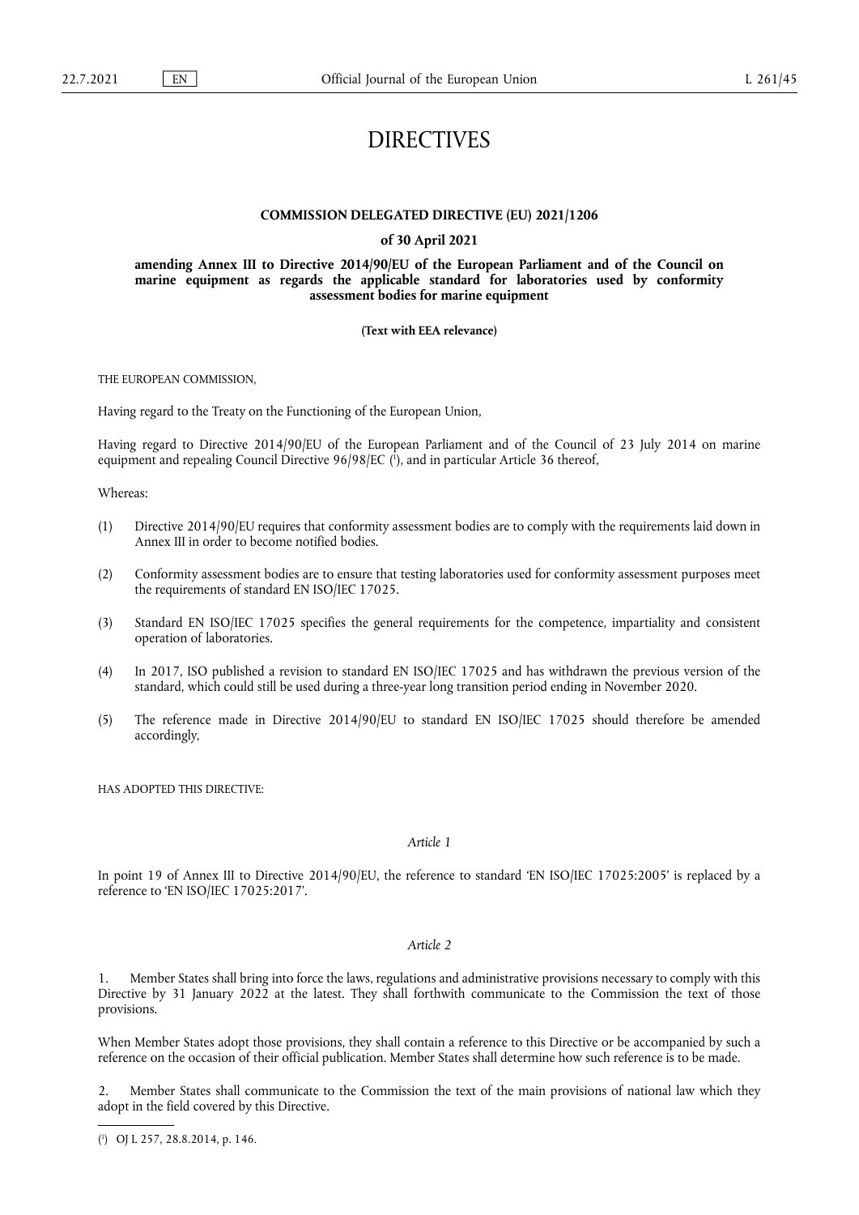# DIRECTIVES

## COMMISSION DELEGATED DIRECTIVE (EU) 2021/1206

### of 30 April 2021

### amending Annex III to Directive 2014/90/EU of the European Parliament and of the Council on marine equipment as regards the applicable standard for laboratories used by conformity assessment bodies for marine equipment

**(Text with EEA relevance)**

THE EUROPEAN COMMISSION,

Having regard to the Treaty on the Functioning of the European Union,

Having regard to Directive 2014/90/EU of the European Parliament and of the Council of 23 July 2014 on marine equipment and repealing Council Directive 96/98/EC ([1]), and in particular Article 36 thereof,

Whereas:

(1) Directive 2014/90/EU requires that conformity assessment bodies are to comply with the requirements laid down in Annex III in order to become notified bodies.

(2) Conformity assessment bodies are to ensure that testing laboratories used for conformity assessment purposes meet the requirements of standard EN ISO/IEC 17025.

(3) Standard EN ISO/IEC 17025 specifies the general requirements for the competence, impartiality and consistent operation of laboratories.

(4) In 2017, ISO published a revision to standard EN ISO/IEC 17025 and has withdrawn the previous version of the standard, which could still be used during a three-year long transition period ending in November 2020.

(5) The reference made in Directive 2014/90/EU to standard EN ISO/IEC 17025 should therefore be amended accordingly,

HAS ADOPTED THIS DIRECTIVE:

*Article 1*

In point 19 of Annex III to Directive 2014/90/EU, the reference to standard 'EN ISO/IEC 17025:2005' is replaced by a reference to 'EN ISO/IEC 17025:2017'.

*Article 2*

1. Member States shall bring into force the laws, regulations and administrative provisions necessary to comply with this Directive by 31 January 2022 at the latest. They shall forthwith communicate to the Commission the text of those provisions.

When Member States adopt those provisions, they shall contain a reference to this Directive or be accompanied by such a reference on the occasion of their official publication. Member States shall determine how such reference is to be made.

2. Member States shall communicate to the Commission the text of the main provisions of national law which they adopt in the field covered by this Directive.

---

([1]) OJ L 257, 28.8.2014, p. 146.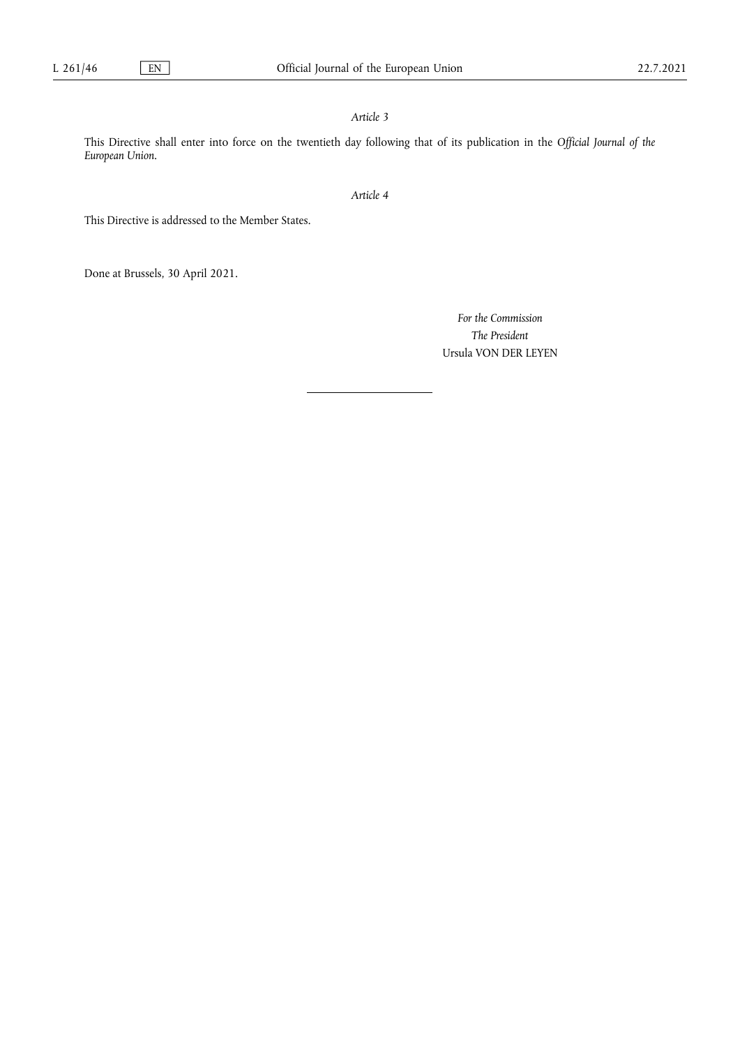*Article 3*

This Directive shall enter into force on the twentieth day following that of its publication in the *Official Journal of the European Union*.

*Article 4*

This Directive is addressed to the Member States.

Done at Brussels, 30 April 2021.

*For the Commission*

*The President*

Ursula VON DER LEYEN